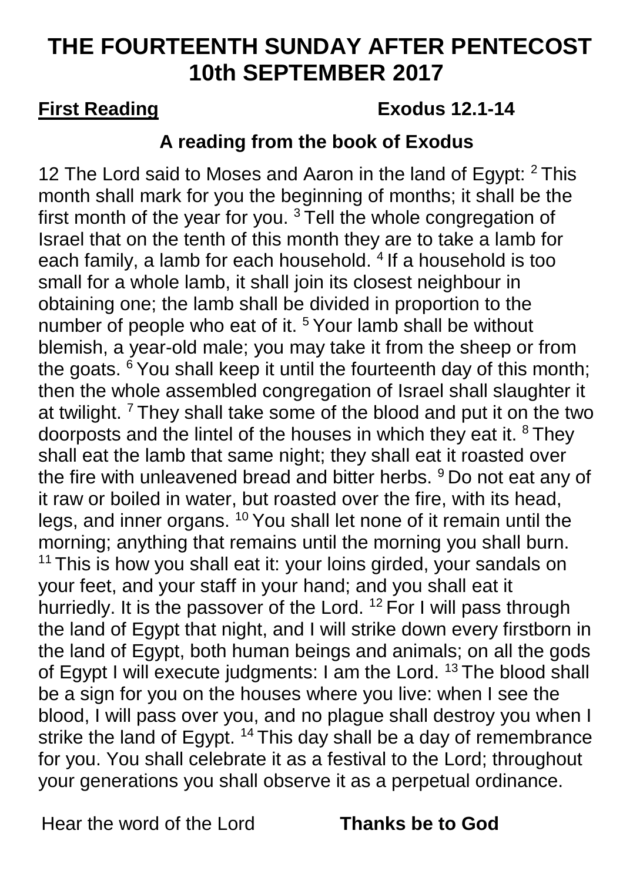# THE FOURTEENTH SUNDAY AFTER PENTECOST 10th SEPTEMBER 2017

**First Reading** **Exodus 12.1-14**

**A reading from the book of Exodus**

12 The Lord said to Moses and Aaron in the land of Egypt: [2] This month shall mark for you the beginning of months; it shall be the first month of the year for you. [3] Tell the whole congregation of Israel that on the tenth of this month they are to take a lamb for each family, a lamb for each household. [4] If a household is too small for a whole lamb, it shall join its closest neighbour in obtaining one; the lamb shall be divided in proportion to the number of people who eat of it. [5] Your lamb shall be without blemish, a year-old male; you may take it from the sheep or from the goats. [6] You shall keep it until the fourteenth day of this month; then the whole assembled congregation of Israel shall slaughter it at twilight. [7] They shall take some of the blood and put it on the two doorposts and the lintel of the houses in which they eat it. [8] They shall eat the lamb that same night; they shall eat it roasted over the fire with unleavened bread and bitter herbs. [9] Do not eat any of it raw or boiled in water, but roasted over the fire, with its head, legs, and inner organs. [10] You shall let none of it remain until the morning; anything that remains until the morning you shall burn. [11] This is how you shall eat it: your loins girded, your sandals on your feet, and your staff in your hand; and you shall eat it hurriedly. It is the passover of the Lord. [12] For I will pass through the land of Egypt that night, and I will strike down every firstborn in the land of Egypt, both human beings and animals; on all the gods of Egypt I will execute judgments: I am the Lord. [13] The blood shall be a sign for you on the houses where you live: when I see the blood, I will pass over you, and no plague shall destroy you when I strike the land of Egypt. [14] This day shall be a day of remembrance for you. You shall celebrate it as a festival to the Lord; throughout your generations you shall observe it as a perpetual ordinance.

Hear the word of the Lord **Thanks be to God**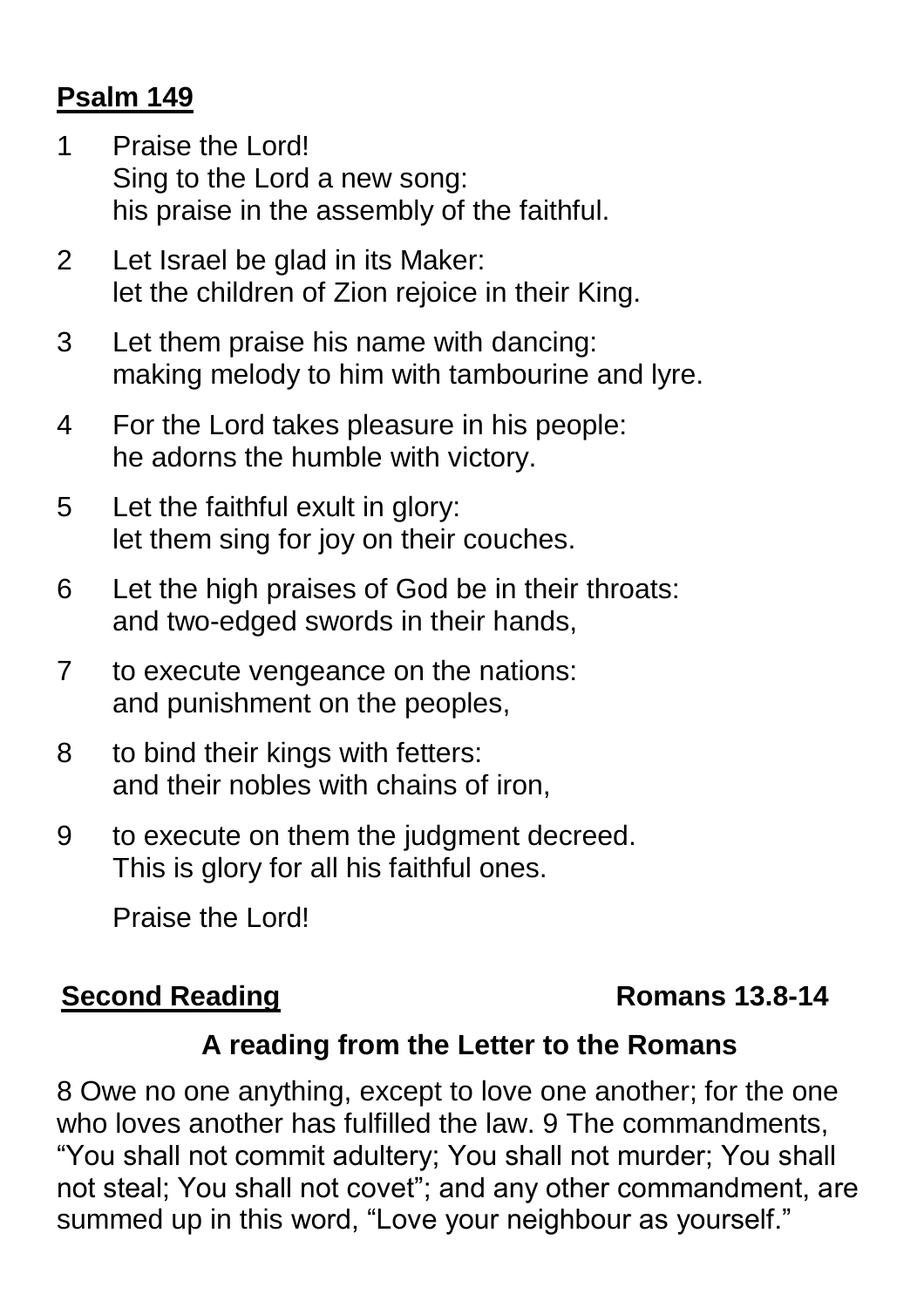**Psalm 149**

1 Praise the Lord!
Sing to the Lord a new song:
his praise in the assembly of the faithful.

2 Let Israel be glad in its Maker:
let the children of Zion rejoice in their King.

3 Let them praise his name with dancing:
making melody to him with tambourine and lyre.

4 For the Lord takes pleasure in his people:
he adorns the humble with victory.

5 Let the faithful exult in glory:
let them sing for joy on their couches.

6 Let the high praises of God be in their throats:
and two-edged swords in their hands,

7 to execute vengeance on the nations:
and punishment on the peoples,

8 to bind their kings with fetters:
and their nobles with chains of iron,

9 to execute on them the judgment decreed.
This is glory for all his faithful ones.

Praise the Lord!

**Second Reading** **Romans 13.8-14**

**A reading from the Letter to the Romans**

8 Owe no one anything, except to love one another; for the one who loves another has fulfilled the law. 9 The commandments, "You shall not commit adultery; You shall not murder; You shall not steal; You shall not covet"; and any other commandment, are summed up in this word, "Love your neighbour as yourself."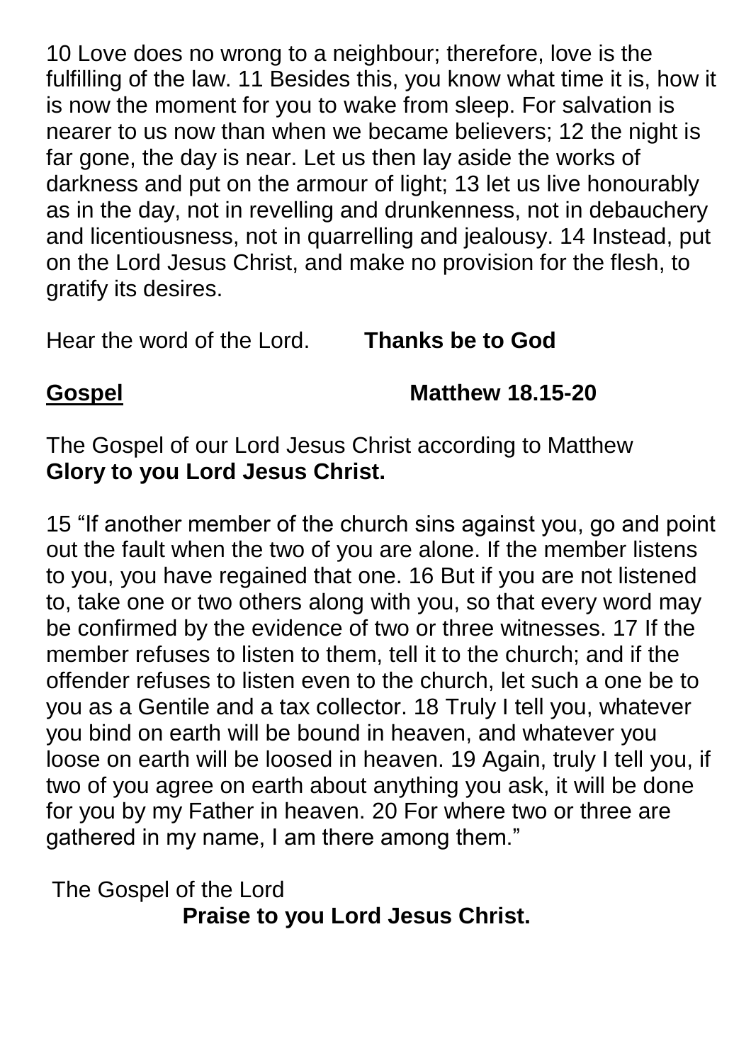10 Love does no wrong to a neighbour; therefore, love is the fulfilling of the law. 11 Besides this, you know what time it is, how it is now the moment for you to wake from sleep. For salvation is nearer to us now than when we became believers; 12 the night is far gone, the day is near. Let us then lay aside the works of darkness and put on the armour of light; 13 let us live honourably as in the day, not in revelling and drunkenness, not in debauchery and licentiousness, not in quarrelling and jealousy. 14 Instead, put on the Lord Jesus Christ, and make no provision for the flesh, to gratify its desires.

Hear the word of the Lord. **Thanks be to God**

**<u>Gospel</u>** **Matthew 18.15-20**

The Gospel of our Lord Jesus Christ according to Matthew
**Glory to you Lord Jesus Christ.**

15 "If another member of the church sins against you, go and point out the fault when the two of you are alone. If the member listens to you, you have regained that one. 16 But if you are not listened to, take one or two others along with you, so that every word may be confirmed by the evidence of two or three witnesses. 17 If the member refuses to listen to them, tell it to the church; and if the offender refuses to listen even to the church, let such a one be to you as a Gentile and a tax collector. 18 Truly I tell you, whatever you bind on earth will be bound in heaven, and whatever you loose on earth will be loosed in heaven. 19 Again, truly I tell you, if two of you agree on earth about anything you ask, it will be done for you by my Father in heaven. 20 For where two or three are gathered in my name, I am there among them."

The Gospel of the Lord
**Praise to you Lord Jesus Christ.**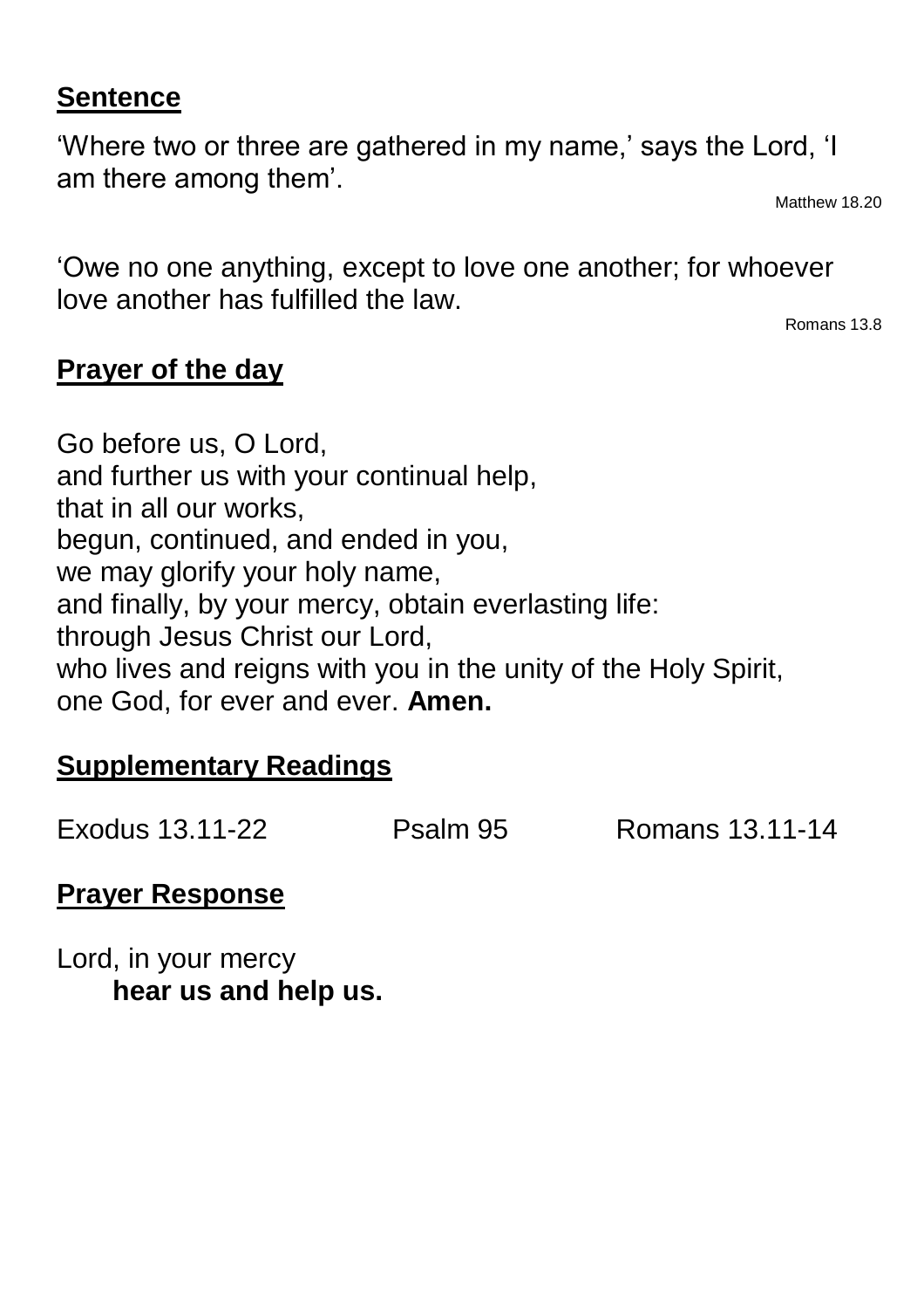**Sentence**

'Where two or three are gathered in my name,' says the Lord, 'I am there among them'.

Matthew 18.20

'Owe no one anything, except to love one another; for whoever love another has fulfilled the law.

Romans 13.8

**Prayer of the day**

Go before us, O Lord,
and further us with your continual help,
that in all our works,
begun, continued, and ended in you,
we may glorify your holy name,
and finally, by your mercy, obtain everlasting life:
through Jesus Christ our Lord,
who lives and reigns with you in the unity of the Holy Spirit,
one God, for ever and ever. **Amen.**

**Supplementary Readings**

Exodus 13.11-22 Psalm 95 Romans 13.11-14

**Prayer Response**

Lord, in your mercy
**hear us and help us.**